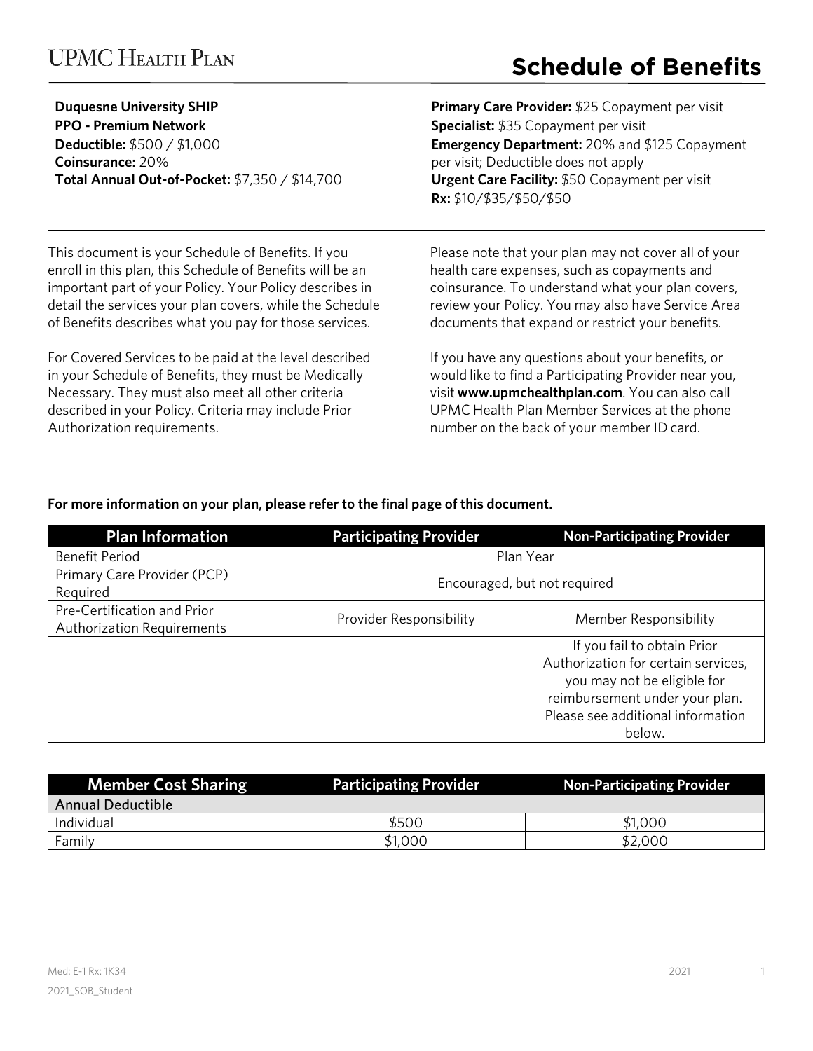# UPMC Health Plan

# Schedule of Benefits

**Duquesne University SHIP**
**PPO - Premium Network**
**Deductible:** $500 / $1,000
**Coinsurance:** 20%
**Total Annual Out-of-Pocket:** $7,350 / $14,700

**Primary Care Provider:** $25 Copayment per visit
**Specialist:** $35 Copayment per visit
**Emergency Department:** 20% and $125 Copayment per visit; Deductible does not apply
**Urgent Care Facility:** $50 Copayment per visit
**Rx:** $10/$35/$50/$50

This document is your Schedule of Benefits. If you enroll in this plan, this Schedule of Benefits will be an important part of your Policy. Your Policy describes in detail the services your plan covers, while the Schedule of Benefits describes what you pay for those services.

For Covered Services to be paid at the level described in your Schedule of Benefits, they must be Medically Necessary. They must also meet all other criteria described in your Policy. Criteria may include Prior Authorization requirements.

Please note that your plan may not cover all of your health care expenses, such as copayments and coinsurance. To understand what your plan covers, review your Policy. You may also have Service Area documents that expand or restrict your benefits.

If you have any questions about your benefits, or would like to find a Participating Provider near you, visit **www.upmchealthplan.com**. You can also call UPMC Health Plan Member Services at the phone number on the back of your member ID card.

**For more information on your plan, please refer to the final page of this document.**

| Plan Information | Participating Provider | Non-Participating Provider |
|---|---|---|
| Benefit Period | Plan Year | |
| Primary Care Provider (PCP) Required | Encouraged, but not required | |
| Pre-Certification and Prior Authorization Requirements | Provider Responsibility | Member Responsibility |
| | | If you fail to obtain Prior Authorization for certain services, you may not be eligible for reimbursement under your plan. Please see additional information below. |

| Member Cost Sharing | Participating Provider | Non-Participating Provider |
|---|---|---|
| Annual Deductible | | |
| Individual | $500 | $1,000 |
| Family | $1,000 | $2,000 |

Med: E-1 Rx: 1K34
2021_SOB_Student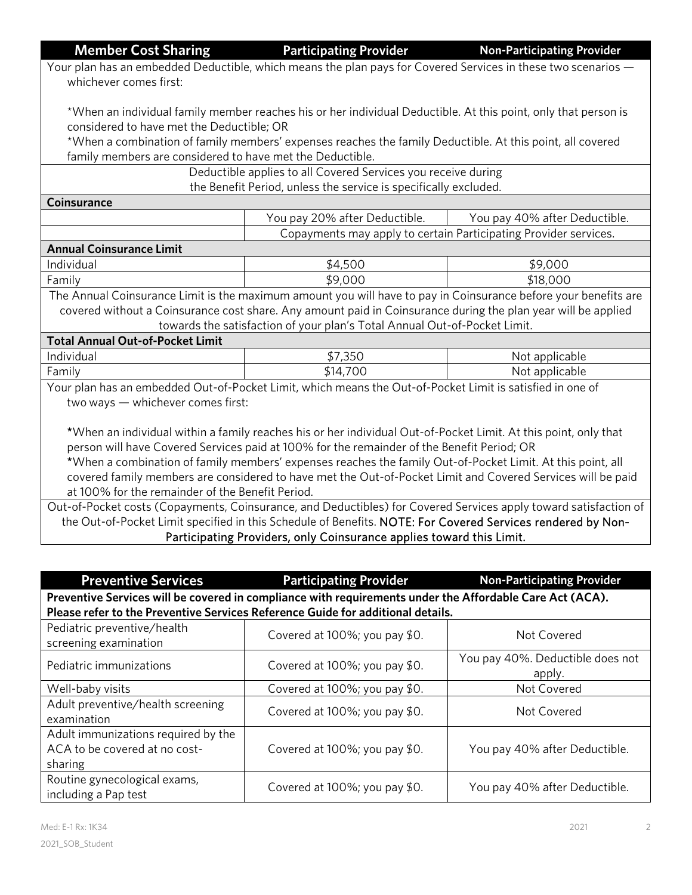| Member Cost Sharing | Participating Provider | Non-Participating Provider |
|---|---|---|
| Your plan has an embedded Deductible, which means the plan pays for Covered Services in these two scenarios — whichever comes first:<br><br>*When an individual family member reaches his or her individual Deductible. At this point, only that person is considered to have met the Deductible; OR<br>*When a combination of family members' expenses reaches the family Deductible. At this point, all covered family members are considered to have met the Deductible. | | |
| Deductible applies to all Covered Services you receive during the Benefit Period, unless the service is specifically excluded. | | |
| **Coinsurance** | | |
| | You pay 20% after Deductible. | You pay 40% after Deductible. |
| | Copayments may apply to certain Participating Provider services. | |
| **Annual Coinsurance Limit** | | |
| Individual | $4,500 | $9,000 |
| Family | $9,000 | $18,000 |
| The Annual Coinsurance Limit is the maximum amount you will have to pay in Coinsurance before your benefits are covered without a Coinsurance cost share. Any amount paid in Coinsurance during the plan year will be applied towards the satisfaction of your plan's Total Annual Out-of-Pocket Limit. | | |
| **Total Annual Out-of-Pocket Limit** | | |
| Individual | $7,350 | Not applicable |
| Family | $14,700 | Not applicable |
| Your plan has an embedded Out-of-Pocket Limit, which means the Out-of-Pocket Limit is satisfied in one of two ways — whichever comes first:<br><br>*When an individual within a family reaches his or her individual Out-of-Pocket Limit. At this point, only that person will have Covered Services paid at 100% for the remainder of the Benefit Period; OR<br>*When a combination of family members' expenses reaches the family Out-of-Pocket Limit. At this point, all covered family members are considered to have met the Out-of-Pocket Limit and Covered Services will be paid at 100% for the remainder of the Benefit Period. | | |
| Out-of-Pocket costs (Copayments, Coinsurance, and Deductibles) for Covered Services apply toward satisfaction of the Out-of-Pocket Limit specified in this Schedule of Benefits. NOTE: For Covered Services rendered by Non-Participating Providers, only Coinsurance applies toward this Limit. | | |

| Preventive Services | Participating Provider | Non-Participating Provider |
|---|---|---|
| **Preventive Services will be covered in compliance with requirements under the Affordable Care Act (ACA). Please refer to the Preventive Services Reference Guide for additional details.** | | |
| Pediatric preventive/health screening examination | Covered at 100%; you pay $0. | Not Covered |
| Pediatric immunizations | Covered at 100%; you pay $0. | You pay 40%. Deductible does not apply. |
| Well-baby visits | Covered at 100%; you pay $0. | Not Covered |
| Adult preventive/health screening examination | Covered at 100%; you pay $0. | Not Covered |
| Adult immunizations required by the ACA to be covered at no cost-sharing | Covered at 100%; you pay $0. | You pay 40% after Deductible. |
| Routine gynecological exams, including a Pap test | Covered at 100%; you pay $0. | You pay 40% after Deductible. |

Med: E-1 Rx: 1K34

2021_SOB_Student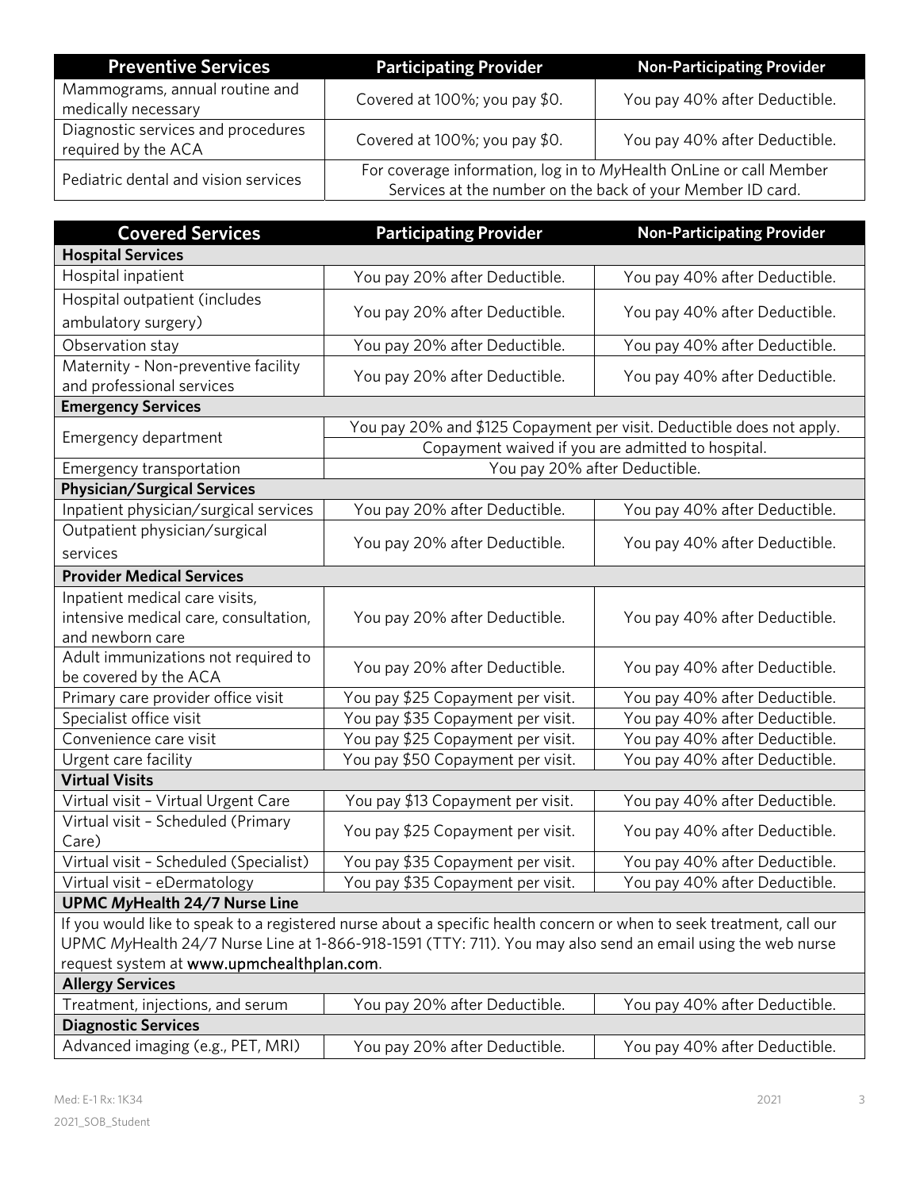| Preventive Services | Participating Provider | Non-Participating Provider |
|---|---|---|
| Mammograms, annual routine and medically necessary | Covered at 100%; you pay $0. | You pay 40% after Deductible. |
| Diagnostic services and procedures required by the ACA | Covered at 100%; you pay $0. | You pay 40% after Deductible. |
| Pediatric dental and vision services | For coverage information, log in to *My*Health OnLine or call Member Services at the number on the back of your Member ID card. | |

| Covered Services | Participating Provider | Non-Participating Provider |
|---|---|---|
| **Hospital Services** | | |
| Hospital inpatient | You pay 20% after Deductible. | You pay 40% after Deductible. |
| Hospital outpatient (includes ambulatory surgery) | You pay 20% after Deductible. | You pay 40% after Deductible. |
| Observation stay | You pay 20% after Deductible. | You pay 40% after Deductible. |
| Maternity - Non-preventive facility and professional services | You pay 20% after Deductible. | You pay 40% after Deductible. |
| **Emergency Services** | | |
| Emergency department | You pay 20% and $125 Copayment per visit. Deductible does not apply. Copayment waived if you are admitted to hospital. | |
| Emergency transportation | You pay 20% after Deductible. | |
| **Physician/Surgical Services** | | |
| Inpatient physician/surgical services | You pay 20% after Deductible. | You pay 40% after Deductible. |
| Outpatient physician/surgical services | You pay 20% after Deductible. | You pay 40% after Deductible. |
| **Provider Medical Services** | | |
| Inpatient medical care visits, intensive medical care, consultation, and newborn care | You pay 20% after Deductible. | You pay 40% after Deductible. |
| Adult immunizations not required to be covered by the ACA | You pay 20% after Deductible. | You pay 40% after Deductible. |
| Primary care provider office visit | You pay $25 Copayment per visit. | You pay 40% after Deductible. |
| Specialist office visit | You pay $35 Copayment per visit. | You pay 40% after Deductible. |
| Convenience care visit | You pay $25 Copayment per visit. | You pay 40% after Deductible. |
| Urgent care facility | You pay $50 Copayment per visit. | You pay 40% after Deductible. |
| **Virtual Visits** | | |
| Virtual visit – Virtual Urgent Care | You pay $13 Copayment per visit. | You pay 40% after Deductible. |
| Virtual visit – Scheduled (Primary Care) | You pay $25 Copayment per visit. | You pay 40% after Deductible. |
| Virtual visit – Scheduled (Specialist) | You pay $35 Copayment per visit. | You pay 40% after Deductible. |
| Virtual visit – eDermatology | You pay $35 Copayment per visit. | You pay 40% after Deductible. |
| **UPMC *My*Health 24/7 Nurse Line** | | |
| If you would like to speak to a registered nurse about a specific health concern or when to seek treatment, call our UPMC *My*Health 24/7 Nurse Line at 1-866-918-1591 (TTY: 711). You may also send an email using the web nurse request system at **www.upmchealthplan.com**. | | |
| **Allergy Services** | | |
| Treatment, injections, and serum | You pay 20% after Deductible. | You pay 40% after Deductible. |
| **Diagnostic Services** | | |
| Advanced imaging (e.g., PET, MRI) | You pay 20% after Deductible. | You pay 40% after Deductible. |

Med: E-1 Rx: 1K34

2021_SOB_Student

2021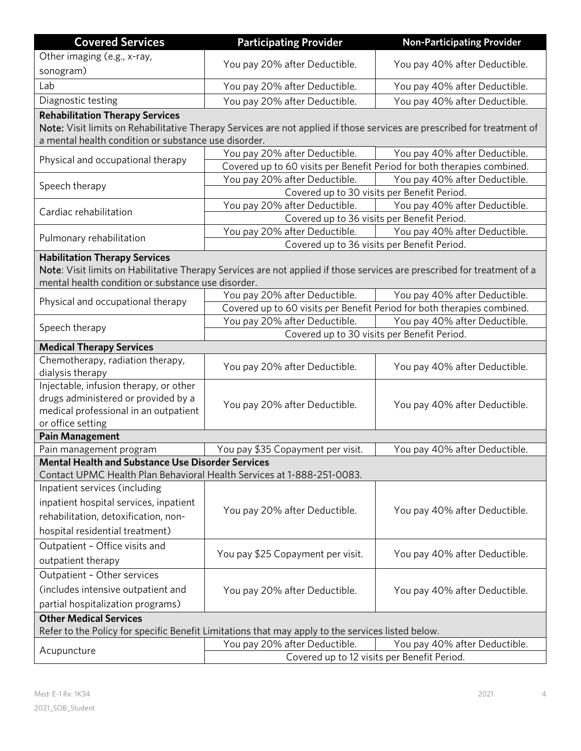| Covered Services | Participating Provider | Non-Participating Provider |
|---|---|---|
| Other imaging (e.g., x-ray, sonogram) | You pay 20% after Deductible. | You pay 40% after Deductible. |
| Lab | You pay 20% after Deductible. | You pay 40% after Deductible. |
| Diagnostic testing | You pay 20% after Deductible. | You pay 40% after Deductible. |
| **Rehabilitation Therapy Services**<br>**Note:** Visit limits on Rehabilitative Therapy Services are not applied if those services are prescribed for treatment of a mental health condition or substance use disorder. | | |
| Physical and occupational therapy | You pay 20% after Deductible. | You pay 40% after Deductible. |
| | Covered up to 60 visits per Benefit Period for both therapies combined. | |
| Speech therapy | You pay 20% after Deductible. | You pay 40% after Deductible. |
| | Covered up to 30 visits per Benefit Period. | |
| Cardiac rehabilitation | You pay 20% after Deductible. | You pay 40% after Deductible. |
| | Covered up to 36 visits per Benefit Period. | |
| Pulmonary rehabilitation | You pay 20% after Deductible. | You pay 40% after Deductible. |
| | Covered up to 36 visits per Benefit Period. | |
| **Habilitation Therapy Services**<br>**Note**: Visit limits on Habilitative Therapy Services are not applied if those services are prescribed for treatment of a mental health condition or substance use disorder. | | |
| Physical and occupational therapy | You pay 20% after Deductible. | You pay 40% after Deductible. |
| | Covered up to 60 visits per Benefit Period for both therapies combined. | |
| Speech therapy | You pay 20% after Deductible. | You pay 40% after Deductible. |
| | Covered up to 30 visits per Benefit Period. | |
| **Medical Therapy Services** | | |
| Chemotherapy, radiation therapy, dialysis therapy | You pay 20% after Deductible. | You pay 40% after Deductible. |
| Injectable, infusion therapy, or other drugs administered or provided by a medical professional in an outpatient or office setting | You pay 20% after Deductible. | You pay 40% after Deductible. |
| **Pain Management** | | |
| Pain management program | You pay $35 Copayment per visit. | You pay 40% after Deductible. |
| **Mental Health and Substance Use Disorder Services**<br>Contact UPMC Health Plan Behavioral Health Services at 1-888-251-0083. | | |
| Inpatient services (including inpatient hospital services, inpatient rehabilitation, detoxification, non-hospital residential treatment) | You pay 20% after Deductible. | You pay 40% after Deductible. |
| Outpatient – Office visits and outpatient therapy | You pay $25 Copayment per visit. | You pay 40% after Deductible. |
| Outpatient – Other services (includes intensive outpatient and partial hospitalization programs) | You pay 20% after Deductible. | You pay 40% after Deductible. |
| **Other Medical Services**<br>Refer to the Policy for specific Benefit Limitations that may apply to the services listed below. | | |
| Acupuncture | You pay 20% after Deductible. | You pay 40% after Deductible. |
| | Covered up to 12 visits per Benefit Period. | |

Med: E-1 Rx: 1K34

2021_SOB_Student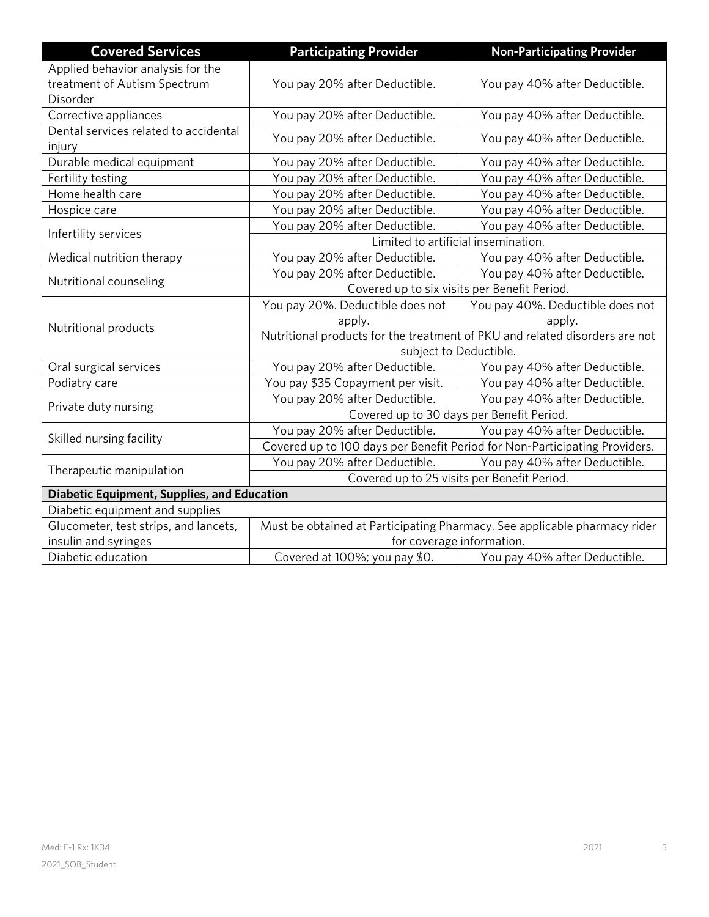| Covered Services | Participating Provider | Non-Participating Provider |
|---|---|---|
| Applied behavior analysis for the treatment of Autism Spectrum Disorder | You pay 20% after Deductible. | You pay 40% after Deductible. |
| Corrective appliances | You pay 20% after Deductible. | You pay 40% after Deductible. |
| Dental services related to accidental injury | You pay 20% after Deductible. | You pay 40% after Deductible. |
| Durable medical equipment | You pay 20% after Deductible. | You pay 40% after Deductible. |
| Fertility testing | You pay 20% after Deductible. | You pay 40% after Deductible. |
| Home health care | You pay 20% after Deductible. | You pay 40% after Deductible. |
| Hospice care | You pay 20% after Deductible. | You pay 40% after Deductible. |
| Infertility services | You pay 20% after Deductible. | You pay 40% after Deductible. |
| | Limited to artificial insemination. | |
| Medical nutrition therapy | You pay 20% after Deductible. | You pay 40% after Deductible. |
| Nutritional counseling | You pay 20% after Deductible. | You pay 40% after Deductible. |
| | Covered up to six visits per Benefit Period. | |
| Nutritional products | You pay 20%. Deductible does not apply. | You pay 40%. Deductible does not apply. |
| | Nutritional products for the treatment of PKU and related disorders are not subject to Deductible. | |
| Oral surgical services | You pay 20% after Deductible. | You pay 40% after Deductible. |
| Podiatry care | You pay $35 Copayment per visit. | You pay 40% after Deductible. |
| Private duty nursing | You pay 20% after Deductible. | You pay 40% after Deductible. |
| | Covered up to 30 days per Benefit Period. | |
| Skilled nursing facility | You pay 20% after Deductible. | You pay 40% after Deductible. |
| | Covered up to 100 days per Benefit Period for Non-Participating Providers. | |
| Therapeutic manipulation | You pay 20% after Deductible. | You pay 40% after Deductible. |
| | Covered up to 25 visits per Benefit Period. | |
| **Diabetic Equipment, Supplies, and Education** | | |
| Diabetic equipment and supplies | | |
| Glucometer, test strips, and lancets, insulin and syringes | Must be obtained at Participating Pharmacy. See applicable pharmacy rider for coverage information. | |
| Diabetic education | Covered at 100%; you pay $0. | You pay 40% after Deductible. |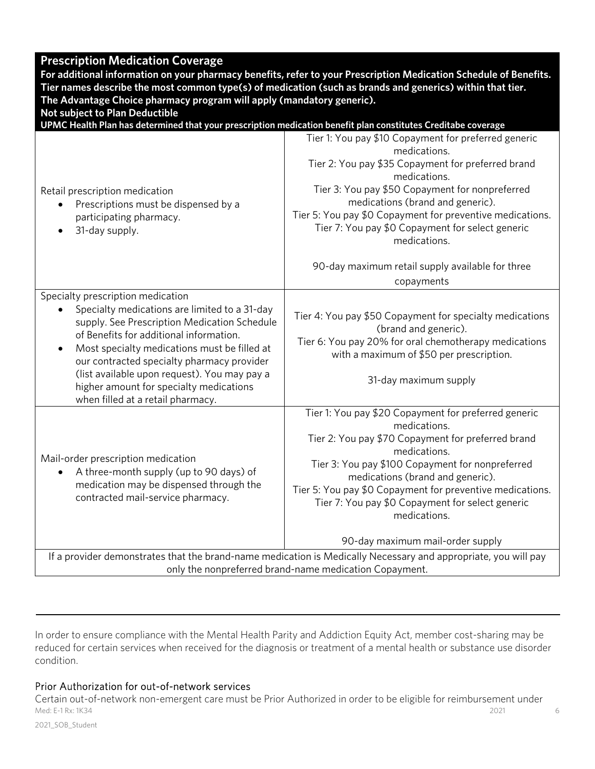## Prescription Medication Coverage

**For additional information on your pharmacy benefits, refer to your Prescription Medication Schedule of Benefits.**
**Tier names describe the most common type(s) of medication (such as brands and generics) within that tier.**
**The Advantage Choice pharmacy program will apply (mandatory generic).**
**Not subject to Plan Deductible**
**UPMC Health Plan has determined that your prescription medication benefit plan constitutes Creditabe coverage**

| | |
|---|---|
| Retail prescription medication<br>• Prescriptions must be dispensed by a participating pharmacy.<br>• 31-day supply. | Tier 1: You pay $10 Copayment for preferred generic medications.<br>Tier 2: You pay $35 Copayment for preferred brand medications.<br>Tier 3: You pay $50 Copayment for nonpreferred medications (brand and generic).<br>Tier 5: You pay $0 Copayment for preventive medications.<br>Tier 7: You pay $0 Copayment for select generic medications.<br><br>90-day maximum retail supply available for three copayments |
| Specialty prescription medication<br>• Specialty medications are limited to a 31-day supply. See Prescription Medication Schedule of Benefits for additional information.<br>• Most specialty medications must be filled at our contracted specialty pharmacy provider (list available upon request). You may pay a higher amount for specialty medications when filled at a retail pharmacy. | Tier 4: You pay $50 Copayment for specialty medications (brand and generic).<br>Tier 6: You pay 20% for oral chemotherapy medications with a maximum of $50 per prescription.<br><br>31-day maximum supply |
| Mail-order prescription medication<br>• A three-month supply (up to 90 days) of medication may be dispensed through the contracted mail-service pharmacy. | Tier 1: You pay $20 Copayment for preferred generic medications.<br>Tier 2: You pay $70 Copayment for preferred brand medications.<br>Tier 3: You pay $100 Copayment for nonpreferred medications (brand and generic).<br>Tier 5: You pay $0 Copayment for preventive medications.<br>Tier 7: You pay $0 Copayment for select generic medications.<br><br>90-day maximum mail-order supply |
| If a provider demonstrates that the brand-name medication is Medically Necessary and appropriate, you will pay only the nonpreferred brand-name medication Copayment. | |

In order to ensure compliance with the Mental Health Parity and Addiction Equity Act, member cost-sharing may be reduced for certain services when received for the diagnosis or treatment of a mental health or substance use disorder condition.

### Prior Authorization for out-of-network services

Certain out-of-network non-emergent care must be Prior Authorized in order to be eligible for reimbursement under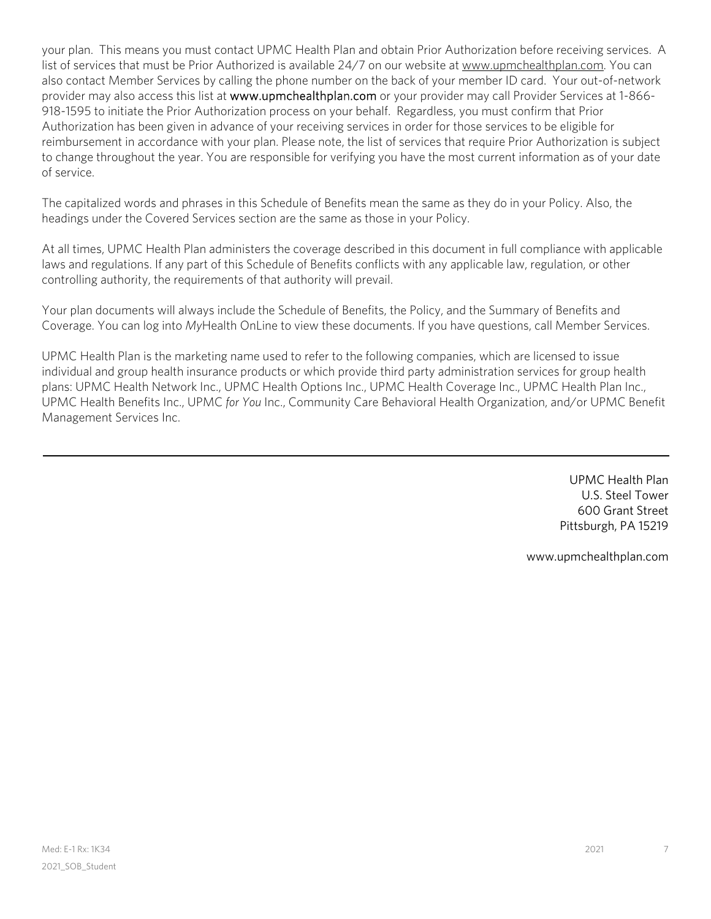your plan. This means you must contact UPMC Health Plan and obtain Prior Authorization before receiving services. A list of services that must be Prior Authorized is available 24/7 on our website at www.upmchealthplan.com. You can also contact Member Services by calling the phone number on the back of your member ID card. Your out-of-network provider may also access this list at **www.upmchealthplan.com** or your provider may call Provider Services at 1-866-918-1595 to initiate the Prior Authorization process on your behalf. Regardless, you must confirm that Prior Authorization has been given in advance of your receiving services in order for those services to be eligible for reimbursement in accordance with your plan. Please note, the list of services that require Prior Authorization is subject to change throughout the year. You are responsible for verifying you have the most current information as of your date of service.

The capitalized words and phrases in this Schedule of Benefits mean the same as they do in your Policy. Also, the headings under the Covered Services section are the same as those in your Policy.

At all times, UPMC Health Plan administers the coverage described in this document in full compliance with applicable laws and regulations. If any part of this Schedule of Benefits conflicts with any applicable law, regulation, or other controlling authority, the requirements of that authority will prevail.

Your plan documents will always include the Schedule of Benefits, the Policy, and the Summary of Benefits and Coverage. You can log into *My*Health OnLine to view these documents. If you have questions, call Member Services.

UPMC Health Plan is the marketing name used to refer to the following companies, which are licensed to issue individual and group health insurance products or which provide third party administration services for group health plans: UPMC Health Network Inc., UPMC Health Options Inc., UPMC Health Coverage Inc., UPMC Health Plan Inc., UPMC Health Benefits Inc., UPMC *for You* Inc., Community Care Behavioral Health Organization, and/or UPMC Benefit Management Services Inc.

---

UPMC Health Plan
U.S. Steel Tower
600 Grant Street
Pittsburgh, PA 15219

www.upmchealthplan.com

Med: E-1 Rx: 1K34
2021_SOB_Student